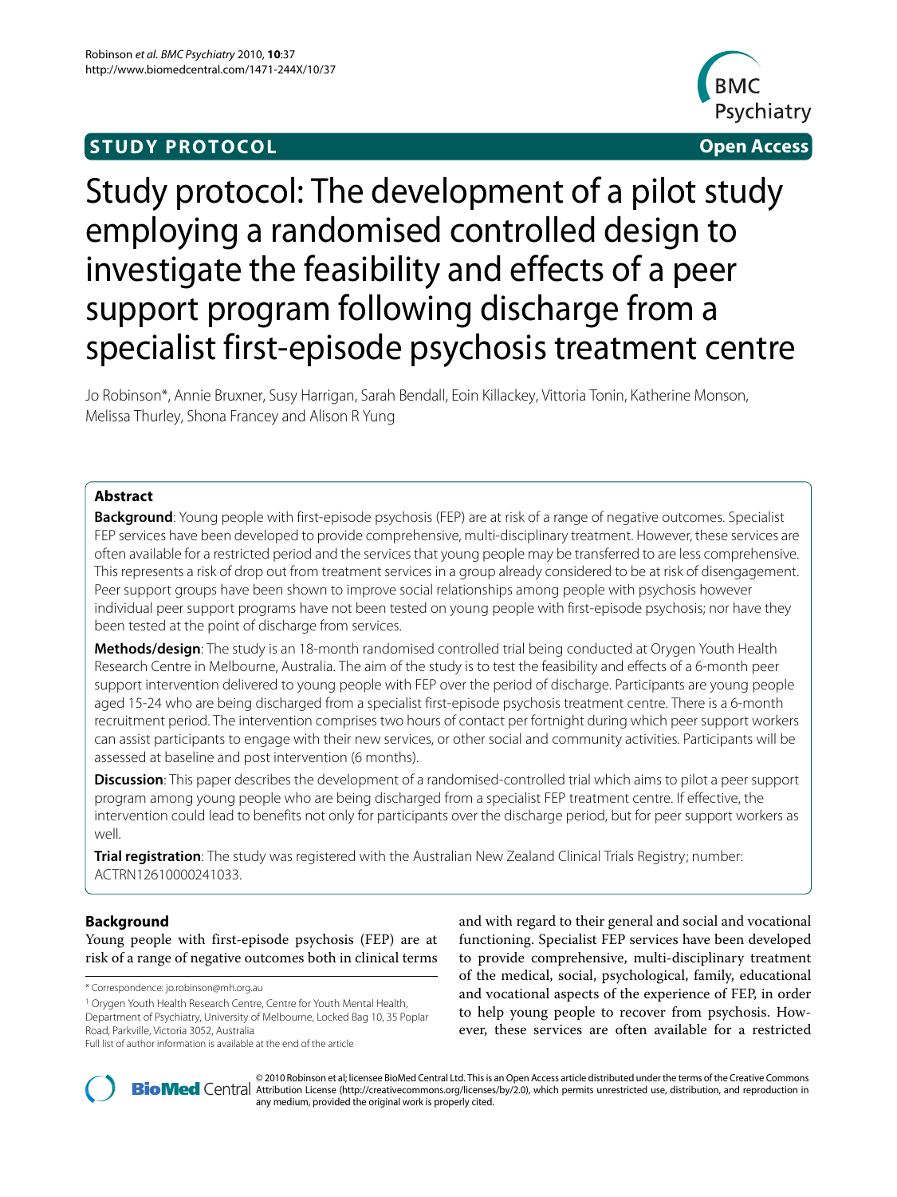**STUDY PROTOCOL** **Open Access**

# Study protocol: The development of a pilot study employing a randomised controlled design to investigate the feasibility and effects of a peer support program following discharge from a specialist first-episode psychosis treatment centre

Jo Robinson*, Annie Bruxner, Susy Harrigan, Sarah Bendall, Eoin Killackey, Vittoria Tonin, Katherine Monson, Melissa Thurley, Shona Francey and Alison R Yung

## Abstract

**Background**: Young people with first-episode psychosis (FEP) are at risk of a range of negative outcomes. Specialist FEP services have been developed to provide comprehensive, multi-disciplinary treatment. However, these services are often available for a restricted period and the services that young people may be transferred to are less comprehensive. This represents a risk of drop out from treatment services in a group already considered to be at risk of disengagement. Peer support groups have been shown to improve social relationships among people with psychosis however individual peer support programs have not been tested on young people with first-episode psychosis; nor have they been tested at the point of discharge from services.

**Methods/design**: The study is an 18-month randomised controlled trial being conducted at Orygen Youth Health Research Centre in Melbourne, Australia. The aim of the study is to test the feasibility and effects of a 6-month peer support intervention delivered to young people with FEP over the period of discharge. Participants are young people aged 15-24 who are being discharged from a specialist first-episode psychosis treatment centre. There is a 6-month recruitment period. The intervention comprises two hours of contact per fortnight during which peer support workers can assist participants to engage with their new services, or other social and community activities. Participants will be assessed at baseline and post intervention (6 months).

**Discussion**: This paper describes the development of a randomised-controlled trial which aims to pilot a peer support program among young people who are being discharged from a specialist FEP treatment centre. If effective, the intervention could lead to benefits not only for participants over the discharge period, but for peer support workers as well.

**Trial registration**: The study was registered with the Australian New Zealand Clinical Trials Registry; number: ACTRN12610000241033.

## Background

Young people with first-episode psychosis (FEP) are at risk of a range of negative outcomes both in clinical terms and with regard to their general and social and vocational functioning. Specialist FEP services have been developed to provide comprehensive, multi-disciplinary treatment of the medical, social, psychological, family, educational and vocational aspects of the experience of FEP, in order to help young people to recover from psychosis. However, these services are often available for a restricted

\* Correspondence: jo.robinson@mh.org.au

[1] Orygen Youth Health Research Centre, Centre for Youth Mental Health, Department of Psychiatry, University of Melbourne, Locked Bag 10, 35 Poplar Road, Parkville, Victoria 3052, Australia

Full list of author information is available at the end of the article

© 2010 Robinson et al; licensee BioMed Central Ltd. This is an Open Access article distributed under the terms of the Creative Commons Attribution License (http://creativecommons.org/licenses/by/2.0), which permits unrestricted use, distribution, and reproduction in any medium, provided the original work is properly cited.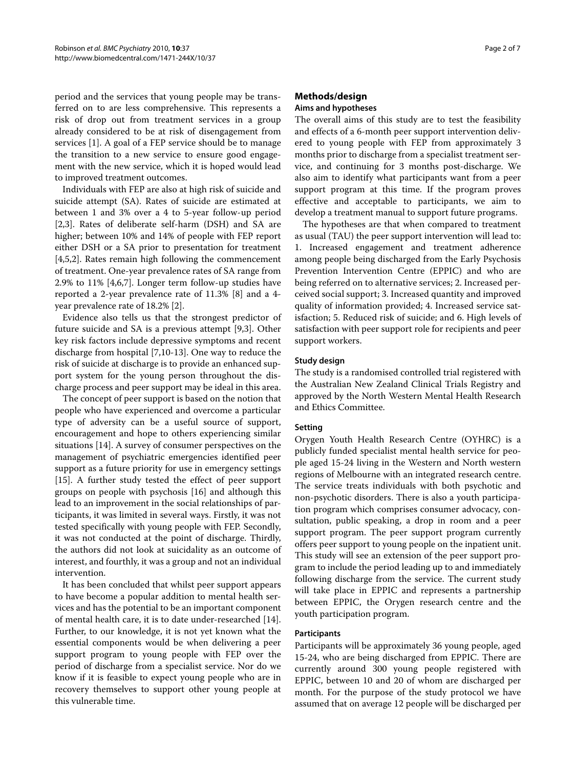period and the services that young people may be transferred on to are less comprehensive. This represents a risk of drop out from treatment services in a group already considered to be at risk of disengagement from services [1]. A goal of a FEP service should be to manage the transition to a new service to ensure good engagement with the new service, which it is hoped would lead to improved treatment outcomes.

Individuals with FEP are also at high risk of suicide and suicide attempt (SA). Rates of suicide are estimated at between 1 and 3% over a 4 to 5-year follow-up period [2,3]. Rates of deliberate self-harm (DSH) and SA are higher; between 10% and 14% of people with FEP report either DSH or a SA prior to presentation for treatment [4,5,2]. Rates remain high following the commencement of treatment. One-year prevalence rates of SA range from 2.9% to 11% [4,6,7]. Longer term follow-up studies have reported a 2-year prevalence rate of 11.3% [8] and a 4-year prevalence rate of 18.2% [2].

Evidence also tells us that the strongest predictor of future suicide and SA is a previous attempt [9,3]. Other key risk factors include depressive symptoms and recent discharge from hospital [7,10-13]. One way to reduce the risk of suicide at discharge is to provide an enhanced support system for the young person throughout the discharge process and peer support may be ideal in this area.

The concept of peer support is based on the notion that people who have experienced and overcome a particular type of adversity can be a useful source of support, encouragement and hope to others experiencing similar situations [14]. A survey of consumer perspectives on the management of psychiatric emergencies identified peer support as a future priority for use in emergency settings [15]. A further study tested the effect of peer support groups on people with psychosis [16] and although this lead to an improvement in the social relationships of participants, it was limited in several ways. Firstly, it was not tested specifically with young people with FEP. Secondly, it was not conducted at the point of discharge. Thirdly, the authors did not look at suicidality as an outcome of interest, and fourthly, it was a group and not an individual intervention.

It has been concluded that whilst peer support appears to have become a popular addition to mental health services and has the potential to be an important component of mental health care, it is to date under-researched [14]. Further, to our knowledge, it is not yet known what the essential components would be when delivering a peer support program to young people with FEP over the period of discharge from a specialist service. Nor do we know if it is feasible to expect young people who are in recovery themselves to support other young people at this vulnerable time.

## Methods/design

### Aims and hypotheses

The overall aims of this study are to test the feasibility and effects of a 6-month peer support intervention delivered to young people with FEP from approximately 3 months prior to discharge from a specialist treatment service, and continuing for 3 months post-discharge. We also aim to identify what participants want from a peer support program at this time. If the program proves effective and acceptable to participants, we aim to develop a treatment manual to support future programs.

The hypotheses are that when compared to treatment as usual (TAU) the peer support intervention will lead to: 1. Increased engagement and treatment adherence among people being discharged from the Early Psychosis Prevention Intervention Centre (EPPIC) and who are being referred on to alternative services; 2. Increased perceived social support; 3. Increased quantity and improved quality of information provided; 4. Increased service satisfaction; 5. Reduced risk of suicide; and 6. High levels of satisfaction with peer support role for recipients and peer support workers.

### Study design

The study is a randomised controlled trial registered with the Australian New Zealand Clinical Trials Registry and approved by the North Western Mental Health Research and Ethics Committee.

### Setting

Orygen Youth Health Research Centre (OYHRC) is a publicly funded specialist mental health service for people aged 15-24 living in the Western and North western regions of Melbourne with an integrated research centre. The service treats individuals with both psychotic and non-psychotic disorders. There is also a youth participation program which comprises consumer advocacy, consultation, public speaking, a drop in room and a peer support program. The peer support program currently offers peer support to young people on the inpatient unit. This study will see an extension of the peer support program to include the period leading up to and immediately following discharge from the service. The current study will take place in EPPIC and represents a partnership between EPPIC, the Orygen research centre and the youth participation program.

### Participants

Participants will be approximately 36 young people, aged 15-24, who are being discharged from EPPIC. There are currently around 300 young people registered with EPPIC, between 10 and 20 of whom are discharged per month. For the purpose of the study protocol we have assumed that on average 12 people will be discharged per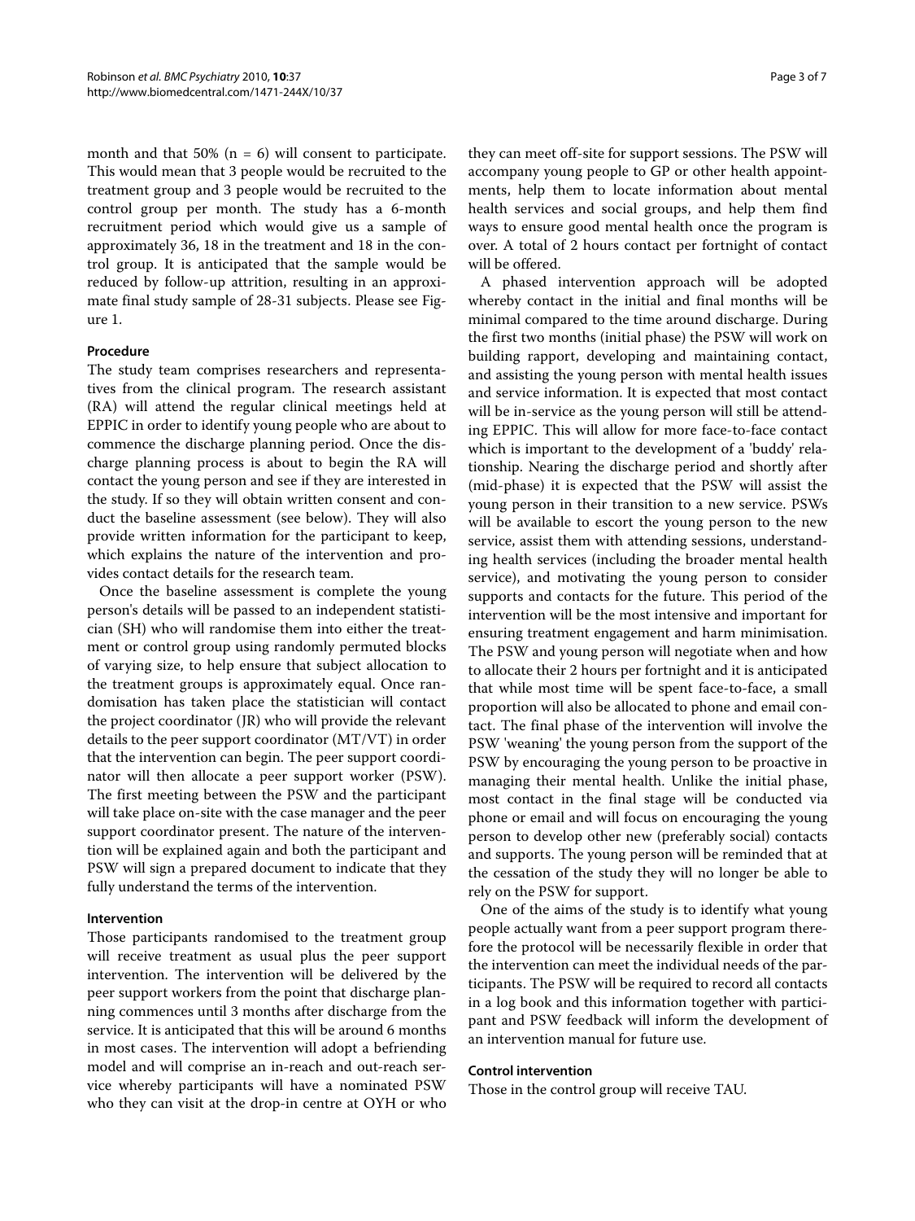month and that 50% (n = 6) will consent to participate. This would mean that 3 people would be recruited to the treatment group and 3 people would be recruited to the control group per month. The study has a 6-month recruitment period which would give us a sample of approximately 36, 18 in the treatment and 18 in the control group. It is anticipated that the sample would be reduced by follow-up attrition, resulting in an approximate final study sample of 28-31 subjects. Please see Figure 1.

### Procedure

The study team comprises researchers and representatives from the clinical program. The research assistant (RA) will attend the regular clinical meetings held at EPPIC in order to identify young people who are about to commence the discharge planning period. Once the discharge planning process is about to begin the RA will contact the young person and see if they are interested in the study. If so they will obtain written consent and conduct the baseline assessment (see below). They will also provide written information for the participant to keep, which explains the nature of the intervention and provides contact details for the research team.

Once the baseline assessment is complete the young person's details will be passed to an independent statistician (SH) who will randomise them into either the treatment or control group using randomly permuted blocks of varying size, to help ensure that subject allocation to the treatment groups is approximately equal. Once randomisation has taken place the statistician will contact the project coordinator (JR) who will provide the relevant details to the peer support coordinator (MT/VT) in order that the intervention can begin. The peer support coordinator will then allocate a peer support worker (PSW). The first meeting between the PSW and the participant will take place on-site with the case manager and the peer support coordinator present. The nature of the intervention will be explained again and both the participant and PSW will sign a prepared document to indicate that they fully understand the terms of the intervention.

### Intervention

Those participants randomised to the treatment group will receive treatment as usual plus the peer support intervention. The intervention will be delivered by the peer support workers from the point that discharge planning commences until 3 months after discharge from the service. It is anticipated that this will be around 6 months in most cases. The intervention will adopt a befriending model and will comprise an in-reach and out-reach service whereby participants will have a nominated PSW who they can visit at the drop-in centre at OYH or who they can meet off-site for support sessions. The PSW will accompany young people to GP or other health appointments, help them to locate information about mental health services and social groups, and help them find ways to ensure good mental health once the program is over. A total of 2 hours contact per fortnight of contact will be offered.

A phased intervention approach will be adopted whereby contact in the initial and final months will be minimal compared to the time around discharge. During the first two months (initial phase) the PSW will work on building rapport, developing and maintaining contact, and assisting the young person with mental health issues and service information. It is expected that most contact will be in-service as the young person will still be attending EPPIC. This will allow for more face-to-face contact which is important to the development of a 'buddy' relationship. Nearing the discharge period and shortly after (mid-phase) it is expected that the PSW will assist the young person in their transition to a new service. PSWs will be available to escort the young person to the new service, assist them with attending sessions, understanding health services (including the broader mental health service), and motivating the young person to consider supports and contacts for the future. This period of the intervention will be the most intensive and important for ensuring treatment engagement and harm minimisation. The PSW and young person will negotiate when and how to allocate their 2 hours per fortnight and it is anticipated that while most time will be spent face-to-face, a small proportion will also be allocated to phone and email contact. The final phase of the intervention will involve the PSW 'weaning' the young person from the support of the PSW by encouraging the young person to be proactive in managing their mental health. Unlike the initial phase, most contact in the final stage will be conducted via phone or email and will focus on encouraging the young person to develop other new (preferably social) contacts and supports. The young person will be reminded that at the cessation of the study they will no longer be able to rely on the PSW for support.

One of the aims of the study is to identify what young people actually want from a peer support program therefore the protocol will be necessarily flexible in order that the intervention can meet the individual needs of the participants. The PSW will be required to record all contacts in a log book and this information together with participant and PSW feedback will inform the development of an intervention manual for future use.

### Control intervention

Those in the control group will receive TAU.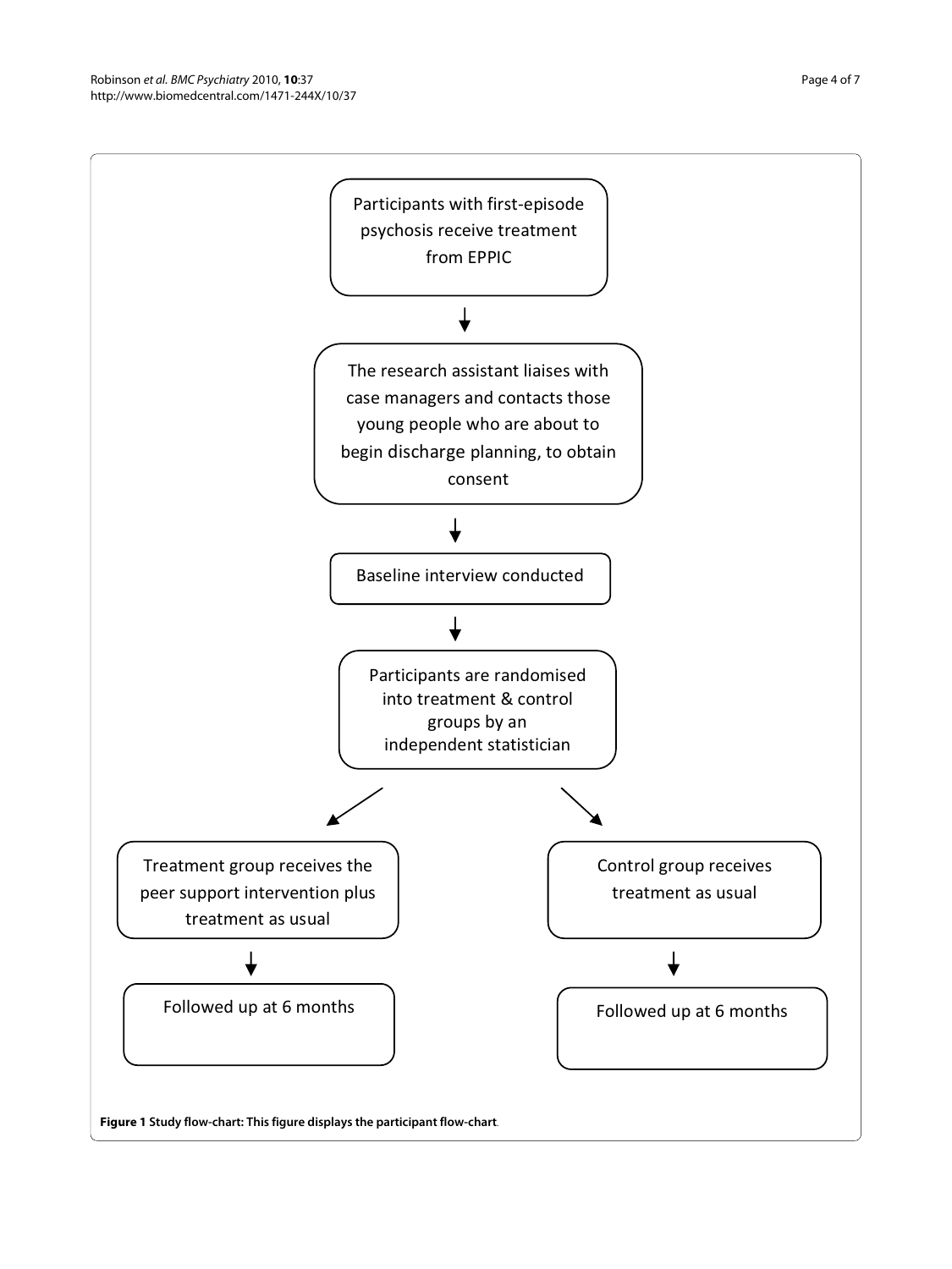Participants with first-episode psychosis receive treatment from EPPIC

↓

The research assistant liaises with case managers and contacts those young people who are about to begin discharge planning, to obtain consent

↓

Baseline interview conducted

↓

Participants are randomised into treatment & control groups by an independent statistician

↙ ↘

Treatment group receives the peer support intervention plus treatment as usual

↓

Followed up at 6 months

Control group receives treatment as usual

↓

Followed up at 6 months

**Figure 1 Study flow-chart: This figure displays the participant flow-chart**.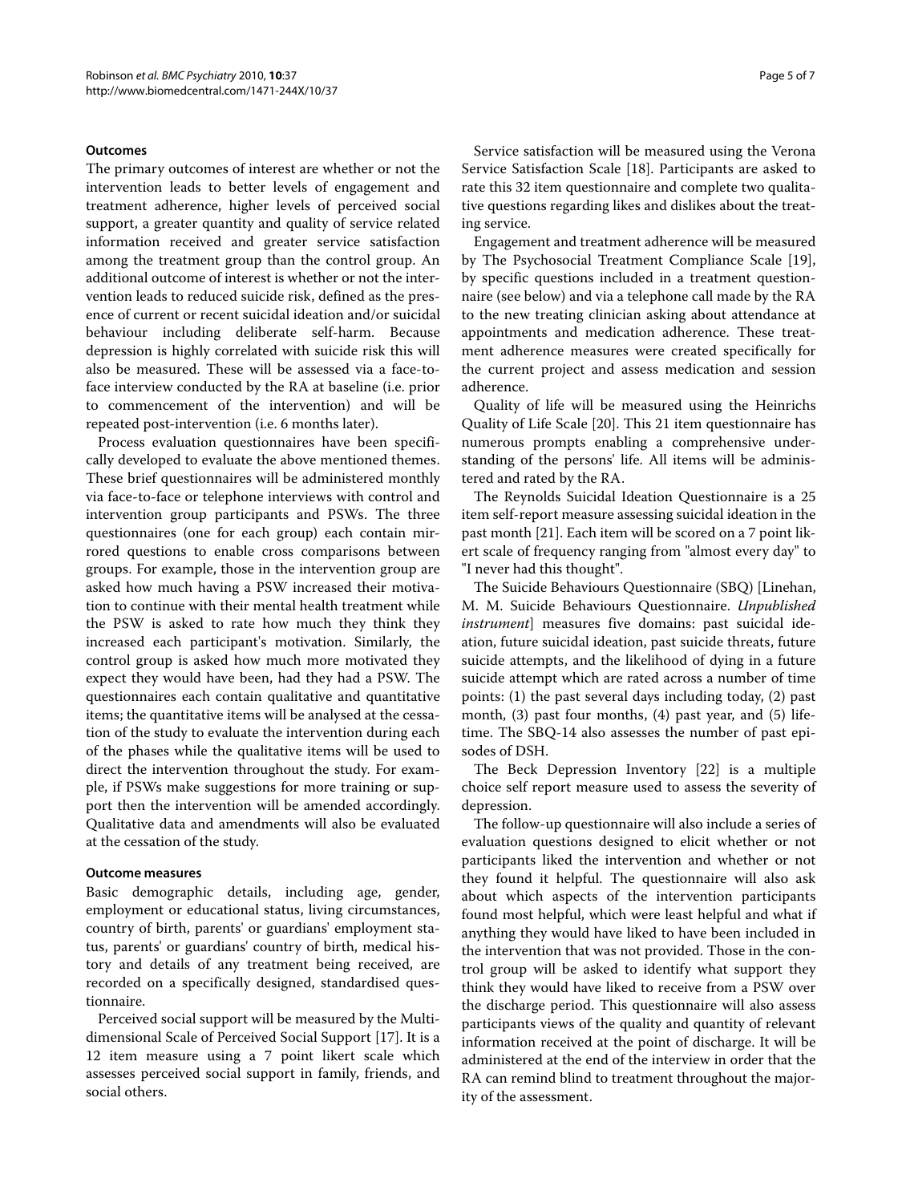#### Outcomes

The primary outcomes of interest are whether or not the intervention leads to better levels of engagement and treatment adherence, higher levels of perceived social support, a greater quantity and quality of service related information received and greater service satisfaction among the treatment group than the control group. An additional outcome of interest is whether or not the intervention leads to reduced suicide risk, defined as the presence of current or recent suicidal ideation and/or suicidal behaviour including deliberate self-harm. Because depression is highly correlated with suicide risk this will also be measured. These will be assessed via a face-to-face interview conducted by the RA at baseline (i.e. prior to commencement of the intervention) and will be repeated post-intervention (i.e. 6 months later).

Process evaluation questionnaires have been specifically developed to evaluate the above mentioned themes. These brief questionnaires will be administered monthly via face-to-face or telephone interviews with control and intervention group participants and PSWs. The three questionnaires (one for each group) each contain mirrored questions to enable cross comparisons between groups. For example, those in the intervention group are asked how much having a PSW increased their motivation to continue with their mental health treatment while the PSW is asked to rate how much they think they increased each participant's motivation. Similarly, the control group is asked how much more motivated they expect they would have been, had they had a PSW. The questionnaires each contain qualitative and quantitative items; the quantitative items will be analysed at the cessation of the study to evaluate the intervention during each of the phases while the qualitative items will be used to direct the intervention throughout the study. For example, if PSWs make suggestions for more training or support then the intervention will be amended accordingly. Qualitative data and amendments will also be evaluated at the cessation of the study.

#### Outcome measures

Basic demographic details, including age, gender, employment or educational status, living circumstances, country of birth, parents' or guardians' employment status, parents' or guardians' country of birth, medical history and details of any treatment being received, are recorded on a specifically designed, standardised questionnaire.

Perceived social support will be measured by the Multidimensional Scale of Perceived Social Support [17]. It is a 12 item measure using a 7 point likert scale which assesses perceived social support in family, friends, and social others.

Service satisfaction will be measured using the Verona Service Satisfaction Scale [18]. Participants are asked to rate this 32 item questionnaire and complete two qualitative questions regarding likes and dislikes about the treating service.

Engagement and treatment adherence will be measured by The Psychosocial Treatment Compliance Scale [19], by specific questions included in a treatment questionnaire (see below) and via a telephone call made by the RA to the new treating clinician asking about attendance at appointments and medication adherence. These treatment adherence measures were created specifically for the current project and assess medication and session adherence.

Quality of life will be measured using the Heinrichs Quality of Life Scale [20]. This 21 item questionnaire has numerous prompts enabling a comprehensive understanding of the persons' life. All items will be administered and rated by the RA.

The Reynolds Suicidal Ideation Questionnaire is a 25 item self-report measure assessing suicidal ideation in the past month [21]. Each item will be scored on a 7 point likert scale of frequency ranging from "almost every day" to "I never had this thought".

The Suicide Behaviours Questionnaire (SBQ) [Linehan, M. M. Suicide Behaviours Questionnaire. *Unpublished instrument*] measures five domains: past suicidal ideation, future suicidal ideation, past suicide threats, future suicide attempts, and the likelihood of dying in a future suicide attempt which are rated across a number of time points: (1) the past several days including today, (2) past month, (3) past four months, (4) past year, and (5) lifetime. The SBQ-14 also assesses the number of past episodes of DSH.

The Beck Depression Inventory [22] is a multiple choice self report measure used to assess the severity of depression.

The follow-up questionnaire will also include a series of evaluation questions designed to elicit whether or not participants liked the intervention and whether or not they found it helpful. The questionnaire will also ask about which aspects of the intervention participants found most helpful, which were least helpful and what if anything they would have liked to have been included in the intervention that was not provided. Those in the control group will be asked to identify what support they think they would have liked to receive from a PSW over the discharge period. This questionnaire will also assess participants views of the quality and quantity of relevant information received at the point of discharge. It will be administered at the end of the interview in order that the RA can remind blind to treatment throughout the majority of the assessment.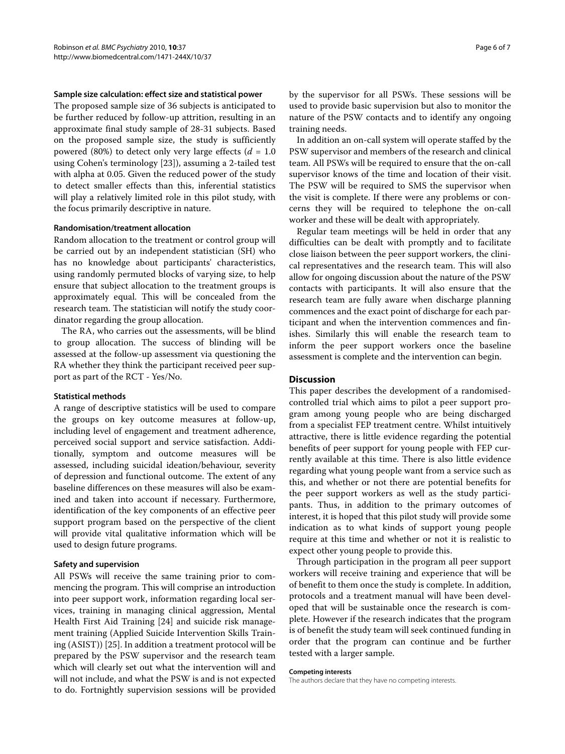#### Sample size calculation: effect size and statistical power

The proposed sample size of 36 subjects is anticipated to be further reduced by follow-up attrition, resulting in an approximate final study sample of 28-31 subjects. Based on the proposed sample size, the study is sufficiently powered (80%) to detect only very large effects ($d$ = 1.0 using Cohen's terminology [23]), assuming a 2-tailed test with alpha at 0.05. Given the reduced power of the study to detect smaller effects than this, inferential statistics will play a relatively limited role in this pilot study, with the focus primarily descriptive in nature.

#### Randomisation/treatment allocation

Random allocation to the treatment or control group will be carried out by an independent statistician (SH) who has no knowledge about participants' characteristics, using randomly permuted blocks of varying size, to help ensure that subject allocation to the treatment groups is approximately equal. This will be concealed from the research team. The statistician will notify the study coordinator regarding the group allocation.

The RA, who carries out the assessments, will be blind to group allocation. The success of blinding will be assessed at the follow-up assessment via questioning the RA whether they think the participant received peer support as part of the RCT - Yes/No.

#### Statistical methods

A range of descriptive statistics will be used to compare the groups on key outcome measures at follow-up, including level of engagement and treatment adherence, perceived social support and service satisfaction. Additionally, symptom and outcome measures will be assessed, including suicidal ideation/behaviour, severity of depression and functional outcome. The extent of any baseline differences on these measures will also be examined and taken into account if necessary. Furthermore, identification of the key components of an effective peer support program based on the perspective of the client will provide vital qualitative information which will be used to design future programs.

#### Safety and supervision

All PSWs will receive the same training prior to commencing the program. This will comprise an introduction into peer support work, information regarding local services, training in managing clinical aggression, Mental Health First Aid Training [24] and suicide risk management training (Applied Suicide Intervention Skills Training (ASIST)) [25]. In addition a treatment protocol will be prepared by the PSW supervisor and the research team which will clearly set out what the intervention will and will not include, and what the PSW is and is not expected to do. Fortnightly supervision sessions will be provided by the supervisor for all PSWs. These sessions will be used to provide basic supervision but also to monitor the nature of the PSW contacts and to identify any ongoing training needs.

In addition an on-call system will operate staffed by the PSW supervisor and members of the research and clinical team. All PSWs will be required to ensure that the on-call supervisor knows of the time and location of their visit. The PSW will be required to SMS the supervisor when the visit is complete. If there were any problems or concerns they will be required to telephone the on-call worker and these will be dealt with appropriately.

Regular team meetings will be held in order that any difficulties can be dealt with promptly and to facilitate close liaison between the peer support workers, the clinical representatives and the research team. This will also allow for ongoing discussion about the nature of the PSW contacts with participants. It will also ensure that the research team are fully aware when discharge planning commences and the exact point of discharge for each participant and when the intervention commences and finishes. Similarly this will enable the research team to inform the peer support workers once the baseline assessment is complete and the intervention can begin.

## Discussion

This paper describes the development of a randomised-controlled trial which aims to pilot a peer support program among young people who are being discharged from a specialist FEP treatment centre. Whilst intuitively attractive, there is little evidence regarding the potential benefits of peer support for young people with FEP currently available at this time. There is also little evidence regarding what young people want from a service such as this, and whether or not there are potential benefits for the peer support workers as well as the study participants. Thus, in addition to the primary outcomes of interest, it is hoped that this pilot study will provide some indication as to what kinds of support young people require at this time and whether or not it is realistic to expect other young people to provide this.

Through participation in the program all peer support workers will receive training and experience that will be of benefit to them once the study is complete. In addition, protocols and a treatment manual will have been developed that will be sustainable once the research is complete. However if the research indicates that the program is of benefit the study team will seek continued funding in order that the program can continue and be further tested with a larger sample.

#### Competing interests

The authors declare that they have no competing interests.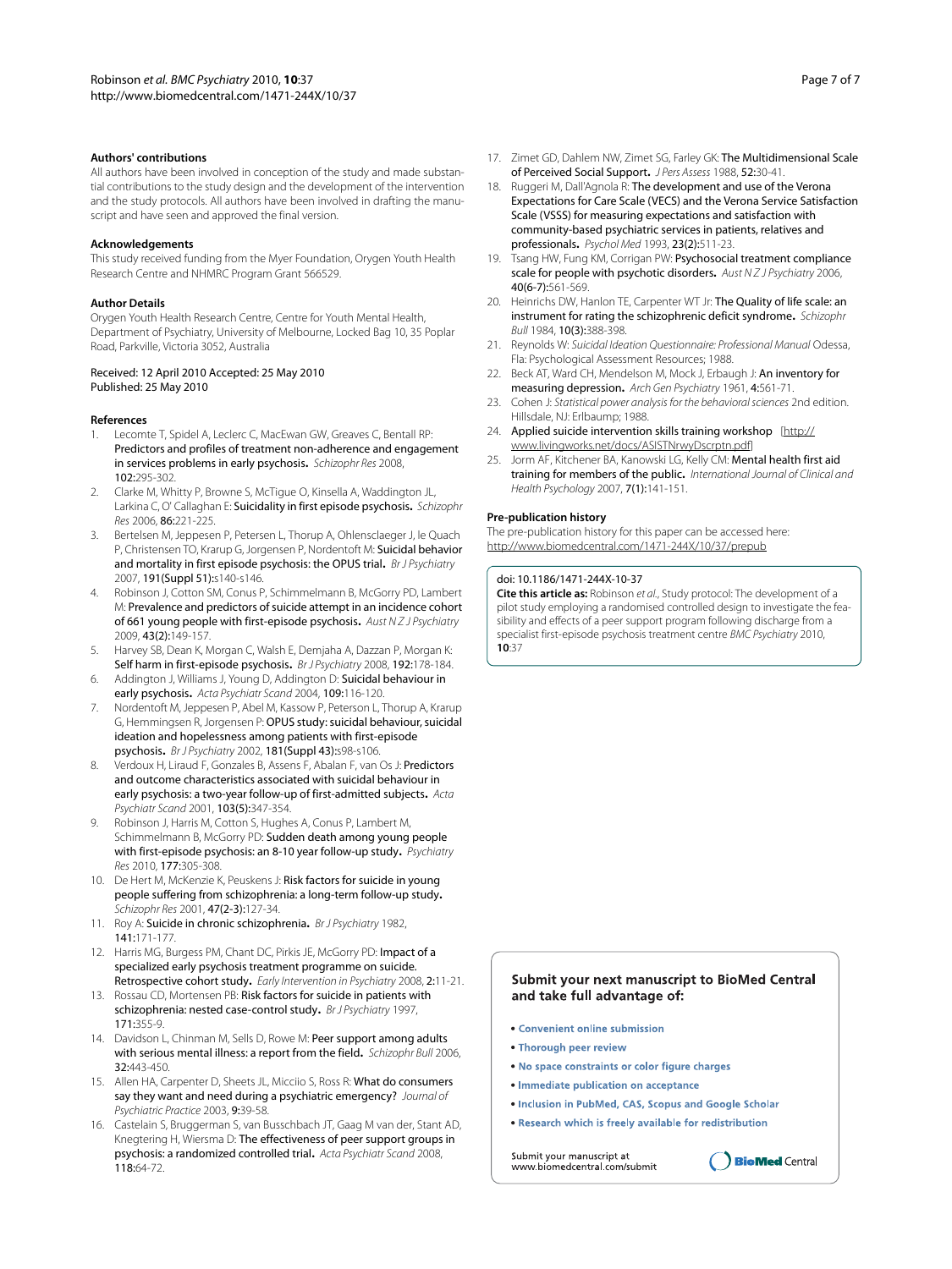### Authors' contributions

All authors have been involved in conception of the study and made substantial contributions to the study design and the development of the intervention and the study protocols. All authors have been involved in drafting the manuscript and have seen and approved the final version.

### Acknowledgements

This study received funding from the Myer Foundation, Orygen Youth Health Research Centre and NHMRC Program Grant 566529.

### Author Details

Orygen Youth Health Research Centre, Centre for Youth Mental Health, Department of Psychiatry, University of Melbourne, Locked Bag 10, 35 Poplar Road, Parkville, Victoria 3052, Australia

Received: 12 April 2010 Accepted: 25 May 2010
Published: 25 May 2010

### References

1. Lecomte T, Spidel A, Leclerc C, MacEwan GW, Greaves C, Bentall RP: **Predictors and profiles of treatment non-adherence and engagement in services problems in early psychosis.** *Schizophr Res* 2008, **102**:295-302.
2. Clarke M, Whitty P, Browne S, McTigue O, Kinsella A, Waddington JL, Larkina C, O' Callaghan E: **Suicidality in first episode psychosis.** *Schizophr Res* 2006, **86**:221-225.
3. Bertelsen M, Jeppesen P, Petersen L, Thorup A, Ohlenschlaeger J, le Quach P, Christensen TO, Krarup G, Jorgensen P, Nordentoft M: **Suicidal behavior and mortality in first episode psychosis: the OPUS trial.** *Br J Psychiatry* 2007, **191(Suppl 51)**:s140-s146.
4. Robinson J, Cotton SM, Conus P, Schimmelmann BG, McGorry PD, Lambert M: **Prevalence and predictors of suicide attempt in an incidence cohort of 661 young people with first-episode psychosis.** *Aust N Z J Psychiatry* 2009, **43(2)**:149-157.
5. Harvey SB, Dean K, Morgan C, Walsh E, Demjaha A, Dazzan P, Morgan K: **Self harm in first-episode psychosis.** *Br J Psychiatry* 2008, **192**:178-184.
6. Addington J, Williams J, Young D, Addington D: **Suicidal behaviour in early psychosis.** *Acta Psychiatr Scand* 2004, **109**:116-120.
7. Nordentoft M, Jeppesen P, Abel M, Kassow P, Peterson L, Thorup A, Krarup G, Hemmingsen R, Jorgensen P: **OPUS study: suicidal behaviour, suicidal ideation and hopelessness among patients with first-episode psychosis.** *Br J Psychiatry* 2002, **181(Suppl 43)**:s98-s106.
8. Verdoux H, Liraud F, Gonzales B, Assens F, Abalan F, van Os J: **Predictors and outcome characteristics associated with suicidal behaviour in early psychosis: a two-year follow-up of first-admitted subjects.** *Acta Psychiatr Scand* 2001, **103(5)**:347-354.
9. Robinson J, Harris M, Cotton S, Hughes A, Conus P, Lambert M, Schimmelmann B, McGorry PD: **Sudden death among young people with first-episode psychosis: an 8-10 year follow-up study.** *Psychiatry Res* 2010, **177**:305-308.
10. De Hert M, McKenzie K, Peuskens J: **Risk factors for suicide in young people suffering from schizophrenia: a long-term follow-up study.** *Schizophr Res* 2001, **47(2-3)**:127-34.
11. Roy A: **Suicide in chronic schizophrenia.** *Br J Psychiatry* 1982, **141**:171-177.
12. Harris MG, Burgess PM, Chant DC, Pirkis JE, McGorry PD: **Impact of a specialized early psychosis treatment programme on suicide. Retrospective cohort study.** *Early Intervention in Psychiatry* 2008, **2**:11-21.
13. Rossau CD, Mortensen PB: **Risk factors for suicide in patients with schizophrenia: nested case-control study.** *Br J Psychiatry* 1997, **171**:355-9.
14. Davidson L, Chinman M, Sells D, Rowe M: **Peer support among adults with serious mental illness: a report from the field.** *Schizophr Bull* 2006, **32**:443-450.
15. Allen HA, Carpenter D, Sheets JL, Micciio S, Ross R: **What do consumers say they want and need during a psychiatric emergency?** *Journal of Psychiatric Practice* 2003, **9**:39-58.
16. Castelain S, Bruggerman S, van Busschbach JT, Gaag M van der, Stant AD, Knegtering H, Wiersma D: **The effectiveness of peer support groups in psychosis: a randomized controlled trial.** *Acta Psychiatr Scand* 2008, **118**:64-72.
17. Zimet GD, Dahlem NW, Zimet SG, Farley GK: **The Multidimensional Scale of Perceived Social Support.** *J Pers Assess* 1988, **52**:30-41.
18. Ruggeri M, Dall'Agnola R: **The development and use of the Verona Expectations for Care Scale (VECS) and the Verona Service Satisfaction Scale (VSSS) for measuring expectations and satisfaction with community-based psychiatric services in patients, relatives and professionals.** *Psychol Med* 1993, **23(2)**:511-23.
19. Tsang HW, Fung KM, Corrigan PW: **Psychosocial treatment compliance scale for people with psychotic disorders.** *Aust N Z J Psychiatry* 2006, **40(6-7)**:561-569.
20. Heinrichs DW, Hanlon TE, Carpenter WT Jr: **The Quality of life scale: an instrument for rating the schizophrenic deficit syndrome.** *Schizophr Bull* 1984, **10(3)**:388-398.
21. Reynolds W: *Suicidal Ideation Questionnaire: Professional Manual* Odessa, Fla: Psychological Assessment Resources; 1988.
22. Beck AT, Ward CH, Mendelson M, Mock J, Erbaugh J: **An inventory for measuring depression.** *Arch Gen Psychiatry* 1961, **4**:561-71.
23. Cohen J: *Statistical power analysis for the behavioral sciences* 2nd edition. Hillsdale, NJ: Erlbaump; 1988.
24. **Applied suicide intervention skills training workshop** [http://www.livingworks.net/docs/ASISTNrwyDscrptn.pdf]
25. Jorm AF, Kitchener BA, Kanowski LG, Kelly CM: **Mental health first aid training for members of the public.** *International Journal of Clinical and Health Psychology* 2007, **7(1)**:141-151.

### Pre-publication history

The pre-publication history for this paper can be accessed here:
http://www.biomedcentral.com/1471-244X/10/37/prepub

doi: 10.1186/1471-244X-10-37
**Cite this article as:** Robinson *et al.*, Study protocol: The development of a pilot study employing a randomised controlled design to investigate the feasibility and effects of a peer support program following discharge from a specialist first-episode psychosis treatment centre *BMC Psychiatry* 2010, **10**:37

**Submit your next manuscript to BioMed Central and take full advantage of:**

- Convenient online submission
- Thorough peer review
- No space constraints or color figure charges
- Immediate publication on acceptance
- Inclusion in PubMed, CAS, Scopus and Google Scholar
- Research which is freely available for redistribution

Submit your manuscript at
www.biomedcentral.com/submit

BioMed Central